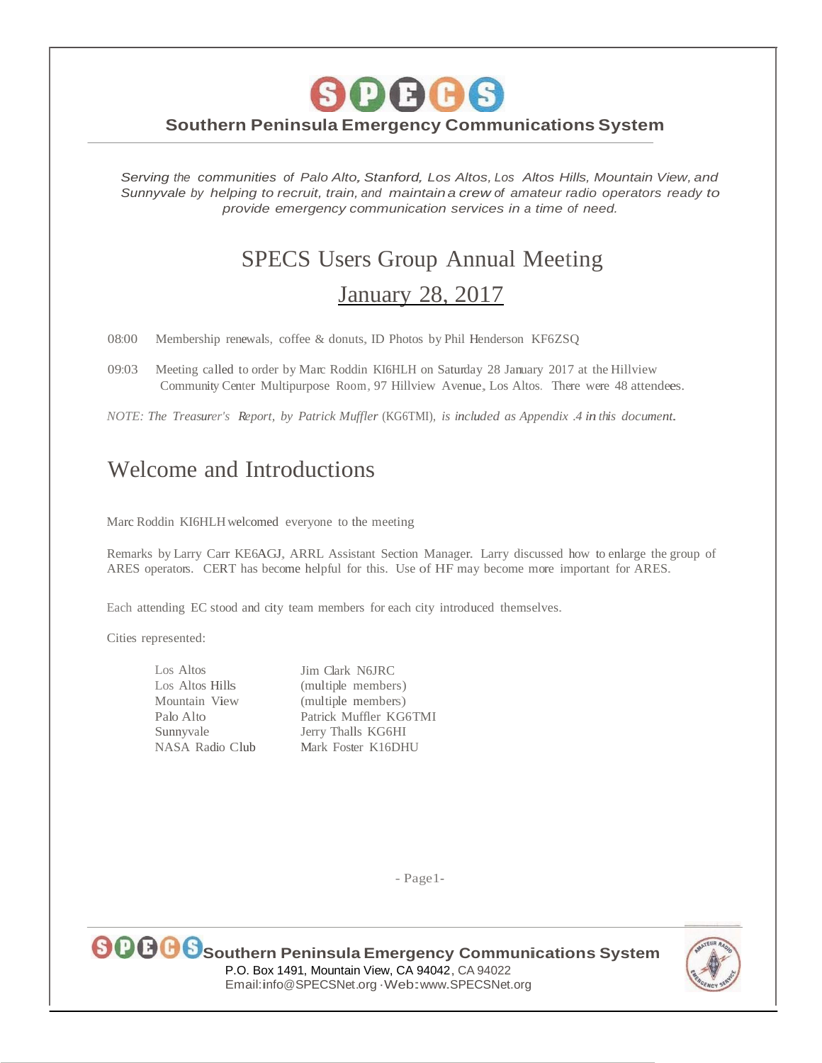# SPECS

**Southern Peninsula Emergency Communications System**

*Serving the communities of Palo Alto, Stanford, Los Altos, Los Altos Hills, Mountain View, and Sunnyvale by helping to recruit, train, and maintain a crew of amateur radio operators ready to provide emergency communication services in a time of need.*

# SPECS Users Group Annual Meeting

## January 28, 2017

08:00 Membership renewals, coffee & donuts, ID Photos by Phil Henderson KF6ZSQ

09:03 Meeting called to order by Marc Roddin KI6HLH on Saturday 28 January 2017 at the Hillview Community Center Multipurpose Room, 97 Hillview Avenue, Los Altos. There were 48 attendees.

*NOTE: The Treasurer's Report, by Patrick Muffler (KG6TMI), is included as Appendix .4 in this document.*

# Welcome and Introductions

Marc Roddin KI6HLH welcomed everyone to the meeting

Remarks by Larry Carr KE6AGJ, ARRL Assistant Section Manager. Larry discussed how to enlarge the group of ARES operators. CERT has become helpful for this. Use of HF may become more important for ARES.

Each attending EC stood and city team members for each city introduced themselves.

Cities represented:

| | |
|---|---|
| Los Altos | Jim Clark N6JRC |
| Los Altos Hills | (multiple members) |
| Mountain View | (multiple members) |
| Palo Alto | Patrick Muffler KG6TMI |
| Sunnyvale | Jerry Thalls KG6HI |
| NASA Radio Club | Mark Foster K16DHU |

**Southern Peninsula Emergency Communications System**
P.O. Box 1491, Mountain View, CA 94042, CA 94022
Email:info@SPECSNet.org · Web:www.SPECSNet.org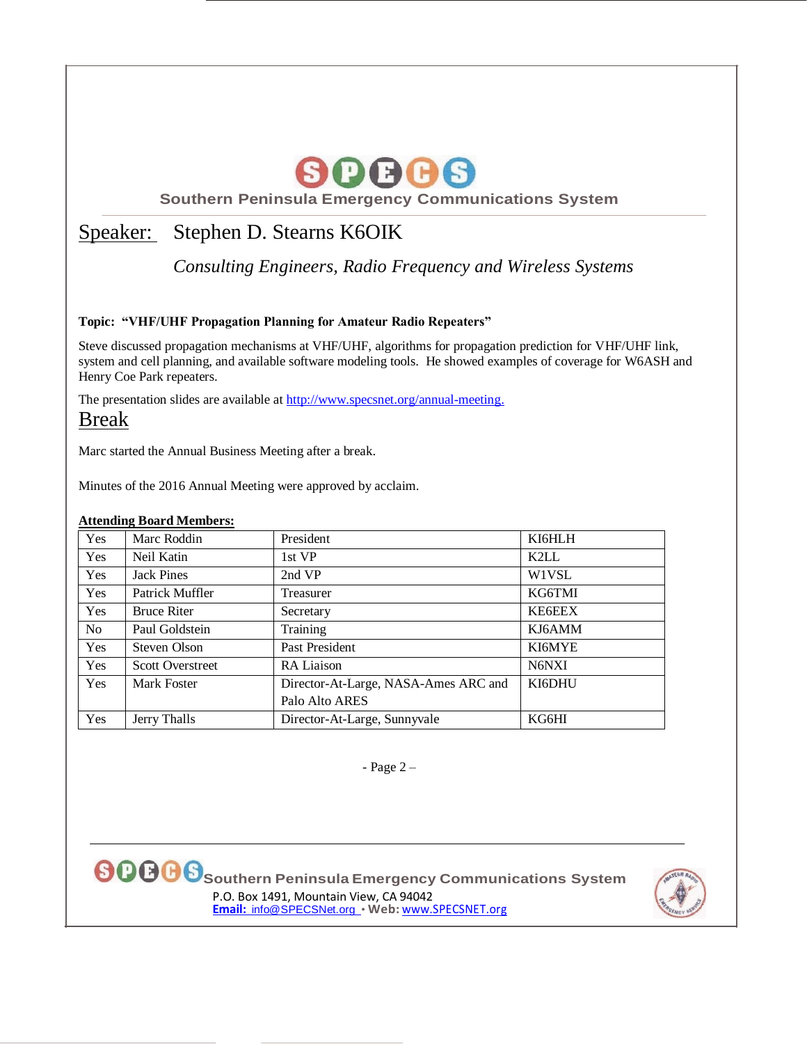## Speaker: Stephen D. Stearns K6OIK

*Consulting Engineers, Radio Frequency and Wireless Systems*

**Topic: "VHF/UHF Propagation Planning for Amateur Radio Repeaters"**

Steve discussed propagation mechanisms at VHF/UHF, algorithms for propagation prediction for VHF/UHF link, system and cell planning, and available software modeling tools. He showed examples of coverage for W6ASH and Henry Coe Park repeaters.

The presentation slides are available at http://www.specsnet.org/annual-meeting.

## Break

Marc started the Annual Business Meeting after a break.

Minutes of the 2016 Annual Meeting were approved by acclaim.

**Attending Board Members:**

| | | | |
|---|---|---|---|
| Yes | Marc Roddin | President | KI6HLH |
| Yes | Neil Katin | 1st VP | K2LL |
| Yes | Jack Pines | 2nd VP | W1VSL |
| Yes | Patrick Muffler | Treasurer | KG6TMI |
| Yes | Bruce Riter | Secretary | KE6EEX |
| No | Paul Goldstein | Training | KJ6AMM |
| Yes | Steven Olson | Past President | KI6MYE |
| Yes | Scott Overstreet | RA Liaison | N6NXI |
| Yes | Mark Foster | Director-At-Large, NASA-Ames ARC and Palo Alto ARES | KI6DHU |
| Yes | Jerry Thalls | Director-At-Large, Sunnyvale | KG6HI |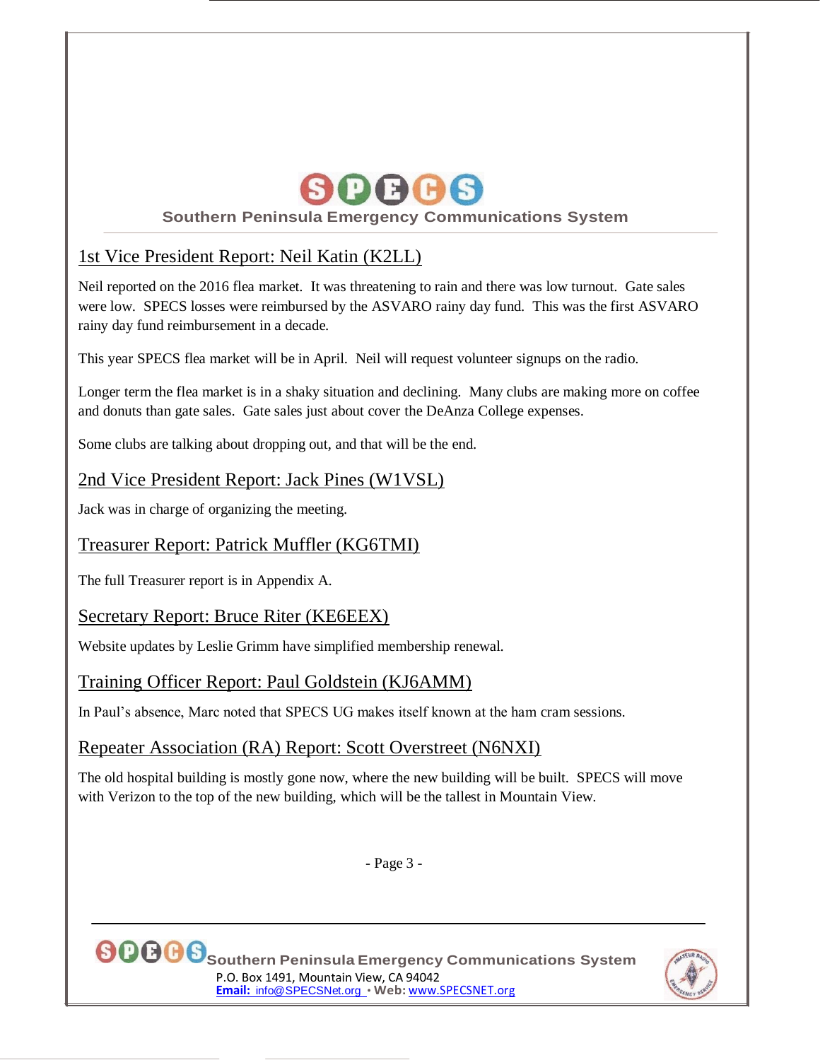## 1st Vice President Report: Neil Katin (K2LL)

Neil reported on the 2016 flea market. It was threatening to rain and there was low turnout. Gate sales were low. SPECS losses were reimbursed by the ASVARO rainy day fund. This was the first ASVARO rainy day fund reimbursement in a decade.

This year SPECS flea market will be in April. Neil will request volunteer signups on the radio.

Longer term the flea market is in a shaky situation and declining. Many clubs are making more on coffee and donuts than gate sales. Gate sales just about cover the DeAnza College expenses.

Some clubs are talking about dropping out, and that will be the end.

## 2nd Vice President Report: Jack Pines (W1VSL)

Jack was in charge of organizing the meeting.

## Treasurer Report: Patrick Muffler (KG6TMI)

The full Treasurer report is in Appendix A.

## Secretary Report: Bruce Riter (KE6EEX)

Website updates by Leslie Grimm have simplified membership renewal.

## Training Officer Report: Paul Goldstein (KJ6AMM)

In Paul's absence, Marc noted that SPECS UG makes itself known at the ham cram sessions.

## Repeater Association (RA) Report: Scott Overstreet (N6NXI)

The old hospital building is mostly gone now, where the new building will be built. SPECS will move with Verizon to the top of the new building, which will be the tallest in Mountain View.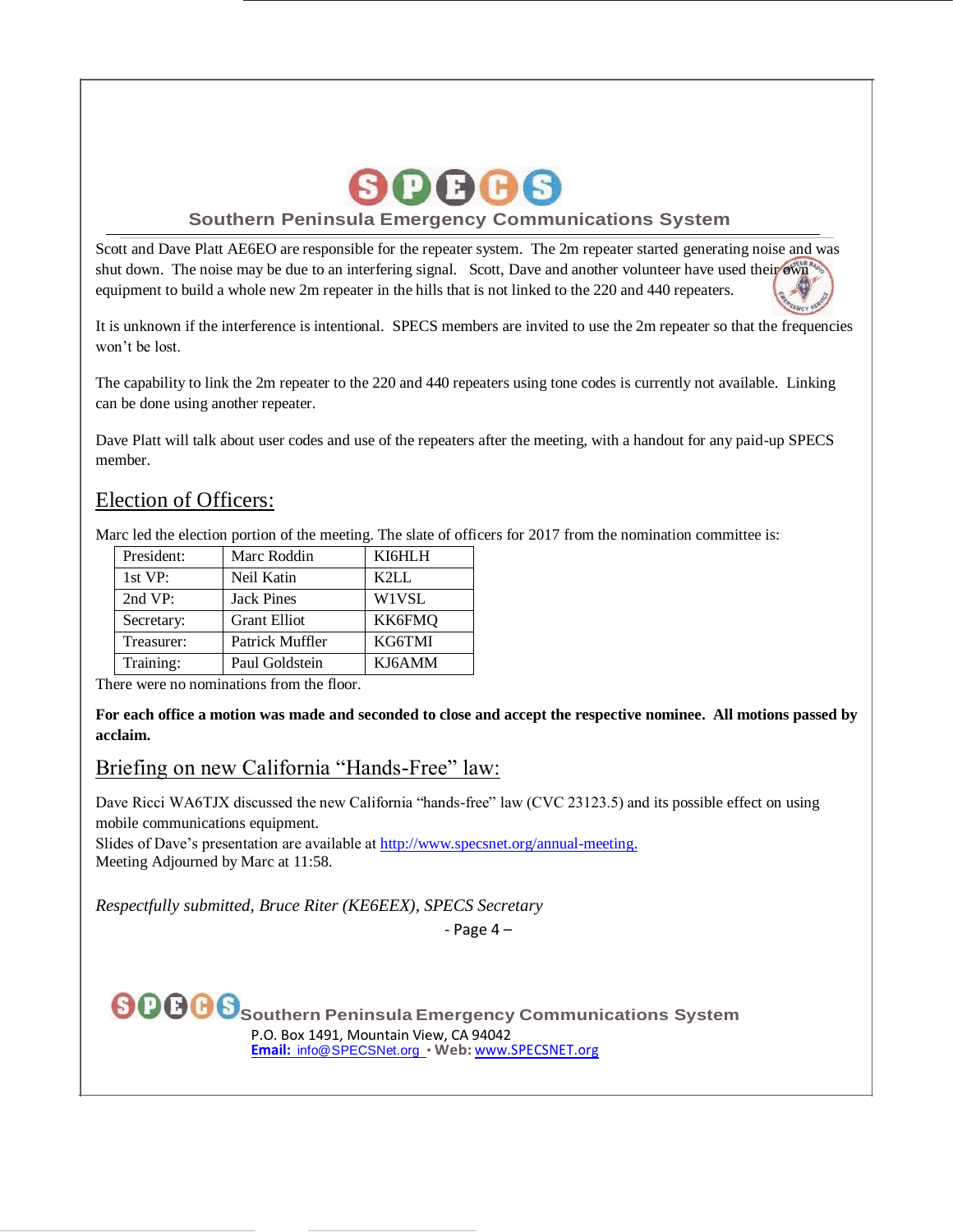Scott and Dave Platt AE6EO are responsible for the repeater system. The 2m repeater started generating noise and was shut down. The noise may be due to an interfering signal. Scott, Dave and another volunteer have used their own equipment to build a whole new 2m repeater in the hills that is not linked to the 220 and 440 repeaters.

It is unknown if the interference is intentional. SPECS members are invited to use the 2m repeater so that the frequencies won't be lost.

The capability to link the 2m repeater to the 220 and 440 repeaters using tone codes is currently not available. Linking can be done using another repeater.

Dave Platt will talk about user codes and use of the repeaters after the meeting, with a handout for any paid-up SPECS member.

## Election of Officers:

Marc led the election portion of the meeting. The slate of officers for 2017 from the nomination committee is:

| | | |
|---|---|---|
| President: | Marc Roddin | KI6HLH |
| 1st VP: | Neil Katin | K2LL |
| 2nd VP: | Jack Pines | W1VSL |
| Secretary: | Grant Elliot | KK6FMQ |
| Treasurer: | Patrick Muffler | KG6TMI |
| Training: | Paul Goldstein | KJ6AMM |

There were no nominations from the floor.

**For each office a motion was made and seconded to close and accept the respective nominee. All motions passed by acclaim.**

## Briefing on new California "Hands-Free" law:

Dave Ricci WA6TJX discussed the new California "hands-free" law (CVC 23123.5) and its possible effect on using mobile communications equipment.
Slides of Dave's presentation are available at http://www.specsnet.org/annual-meeting.
Meeting Adjourned by Marc at 11:58.

*Respectfully submitted, Bruce Riter (KE6EEX), SPECS Secretary*

Southern Peninsula Emergency Communications System
P.O. Box 1491, Mountain View, CA 94042
**Email:** info@SPECSNet.org • **Web:** www.SPECSNET.org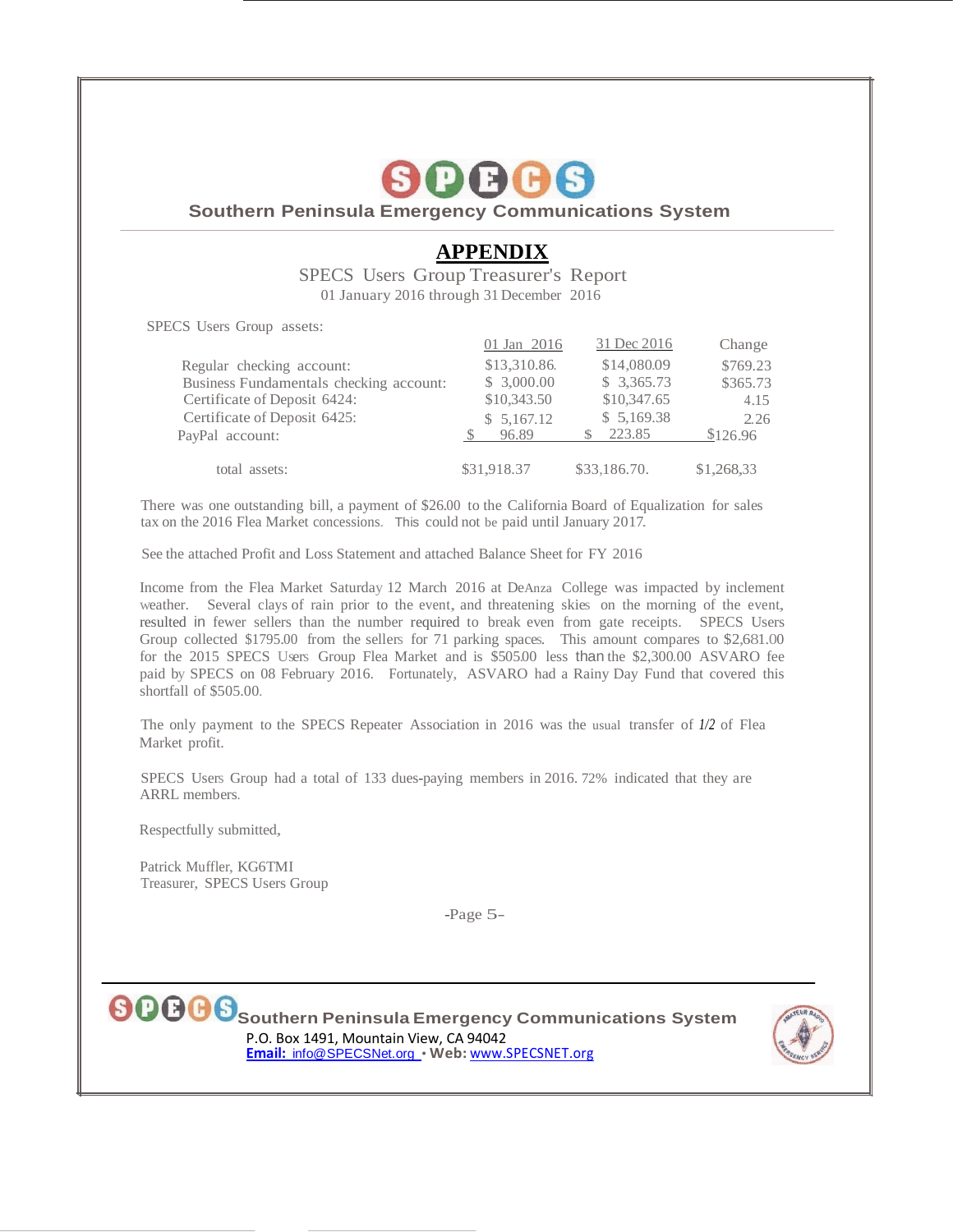Southern Peninsula Emergency Communications System

# APPENDIX

SPECS Users Group Treasurer's Report
01 January 2016 through 31 December 2016

SPECS Users Group assets:

| | 01 Jan 2016 | 31 Dec 2016 | Change |
|---|---|---|---|
| Regular checking account: | $13,310.86. | $14,080.09 | $769.23 |
| Business Fundamentals checking account: | $ 3,000.00 | $ 3,365.73 | $365.73 |
| Certificate of Deposit 6424: | $10,343.50 | $10,347.65 | 4.15 |
| Certificate of Deposit 6425: | $ 5,167.12 | $ 5,169.38 | 2.26 |
| PayPal account: | $ 96.89 | $ 223.85 | $126.96 |
| total assets: | $31,918.37 | $33,186.70. | $1,268,33 |

There was one outstanding bill, a payment of $26.00 to the California Board of Equalization for sales tax on the 2016 Flea Market concessions. This could not be paid until January 2017.

See the attached Profit and Loss Statement and attached Balance Sheet for FY 2016

Income from the Flea Market Saturday 12 March 2016 at DeAnza College was impacted by inclement weather. Several clays of rain prior to the event, and threatening skies on the morning of the event, resulted in fewer sellers than the number required to break even from gate receipts. SPECS Users Group collected $1795.00 from the sellers for 71 parking spaces. This amount compares to $2,681.00 for the 2015 SPECS Users Group Flea Market and is $505.00 less than the $2,300.00 ASVARO fee paid by SPECS on 08 February 2016. Fortunately, ASVARO had a Rainy Day Fund that covered this shortfall of $505.00.

The only payment to the SPECS Repeater Association in 2016 was the usual transfer of *1/2* of Flea Market profit.

SPECS Users Group had a total of 133 dues-paying members in 2016. 72% indicated that they are ARRL members.

Respectfully submitted,

Patrick Muffler, KG6TMI
Treasurer, SPECS Users Group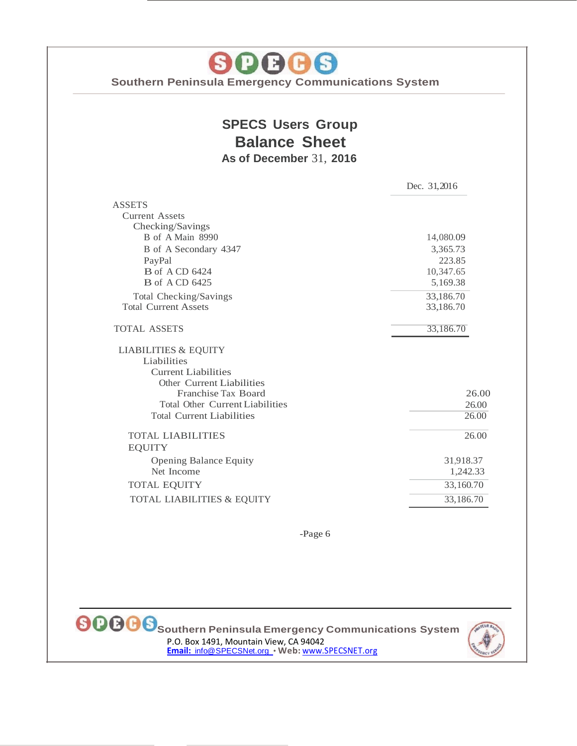Southern Peninsula Emergency Communications System

## SPECS Users Group

# Balance Sheet

### As of December 31, 2016

| | Dec. 31, 2016 |
|---|---|
| ASSETS | |
| Current Assets | |
| Checking/Savings | |
| B of A Main 8990 | 14,080.09 |
| B of A Secondary 4347 | 3,365.73 |
| PayPal | 223.85 |
| B of A CD 6424 | 10,347.65 |
| B of A CD 6425 | 5,169.38 |
| Total Checking/Savings | 33,186.70 |
| Total Current Assets | 33,186.70 |
| TOTAL ASSETS | 33,186.70 |
| LIABILITIES & EQUITY | |
| Liabilities | |
| Current Liabilities | |
| Other Current Liabilities | |
| Franchise Tax Board | 26.00 |
| Total Other Current Liabilities | 26.00 |
| Total Current Liabilities | 26.00 |
| TOTAL LIABILITIES | 26.00 |
| EQUITY | |
| Opening Balance Equity | 31,918.37 |
| Net Income | 1,242.33 |
| TOTAL EQUITY | 33,160.70 |
| TOTAL LIABILITIES & EQUITY | 33,186.70 |

Southern Peninsula Emergency Communications System
P.O. Box 1491, Mountain View, CA 94042
**Email:** info@SPECSNet.org • **Web:** www.SPECSNET.org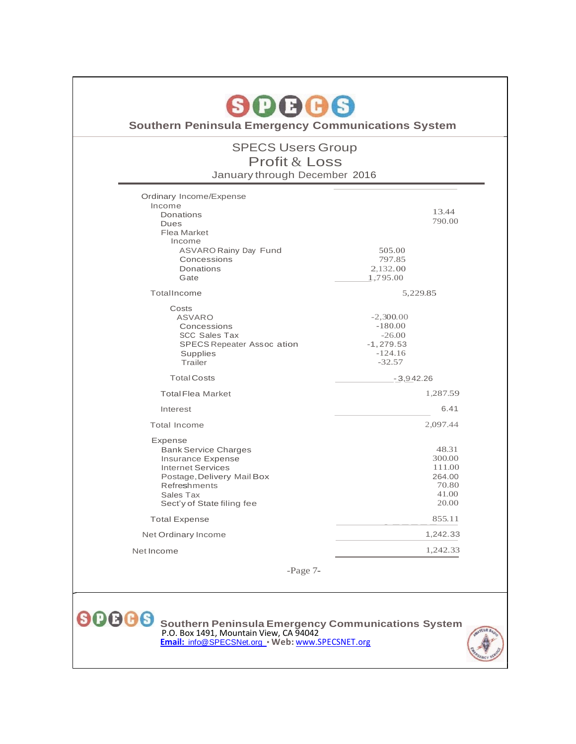## Southern Peninsula Emergency Communications System

# SPECS Users Group
# Profit & Loss
### January through December 2016

| | | |
|---|---|---|
| Ordinary Income/Expense | | |
| Income | | |
| Donations | | 13.44 |
| Dues | | 790.00 |
| Flea Market | | |
| Income | | |
| ASVARO Rainy Day Fund | 505.00 | |
| Concessions | 797.85 | |
| Donations | 2,132.00 | |
| Gate | 1,795.00 | |
| Total Income | 5,229.85 | |
| Costs | | |
| ASVARO | -2,300.00 | |
| Concessions | -180.00 | |
| SCC Sales Tax | -26.00 | |
| SPECS Repeater Assoc ation | -1,279.53 | |
| Supplies | -124.16 | |
| Trailer | -32.57 | |
| Total Costs | -3,942.26 | |
| Total Flea Market | | 1,287.59 |
| Interest | | 6.41 |
| Total Income | | 2,097.44 |
| Expense | | |
| Bank Service Charges | | 48.31 |
| Insurance Expense | | 300.00 |
| Internet Services | | 111.00 |
| Postage, Delivery Mail Box | | 264.00 |
| Refreshments | | 70.80 |
| Sales Tax | | 41.00 |
| Sect'y of State filing fee | | 20.00 |
| Total Expense | | 855.11 |
| Net Ordinary Income | | 1,242.33 |
| Net Income | | 1,242.33 |

**Southern Peninsula Emergency Communications System**
P.O. Box 1491, Mountain View, CA 94042
**Email:** info@SPECSNet.org • **Web:** www.SPECSNET.org